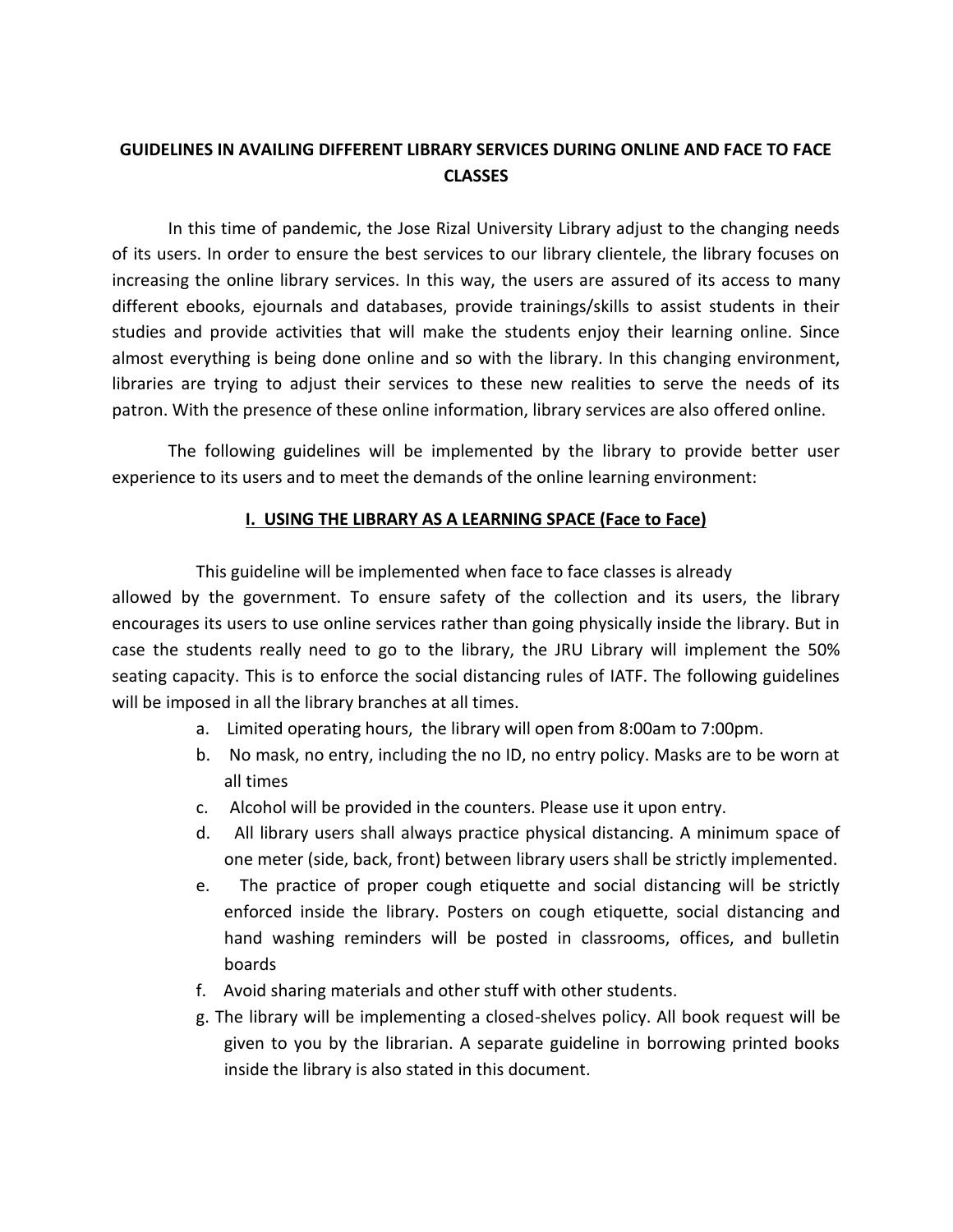# GUIDELINES IN AVAILING DIFFERENT LIBRARY SERVICES DURING ONLINE AND FACE TO FACE CLASSES

In this time of pandemic, the Jose Rizal University Library adjust to the changing needs of its users. In order to ensure the best services to our library clientele, the library focuses on increasing the online library services. In this way, the users are assured of its access to many different ebooks, ejournals and databases, provide trainings/skills to assist students in their studies and provide activities that will make the students enjoy their learning online. Since almost everything is being done online and so with the library. In this changing environment, libraries are trying to adjust their services to these new realities to serve the needs of its patron. With the presence of these online information, library services are also offered online.

The following guidelines will be implemented by the library to provide better user experience to its users and to meet the demands of the online learning environment:

## I. USING THE LIBRARY AS A LEARNING SPACE (Face to Face)

This guideline will be implemented when face to face classes is already allowed by the government. To ensure safety of the collection and its users, the library encourages its users to use online services rather than going physically inside the library. But in case the students really need to go to the library, the JRU Library will implement the 50% seating capacity. This is to enforce the social distancing rules of IATF. The following guidelines will be imposed in all the library branches at all times.

a. Limited operating hours, the library will open from 8:00am to 7:00pm.
b. No mask, no entry, including the no ID, no entry policy. Masks are to be worn at all times
c. Alcohol will be provided in the counters. Please use it upon entry.
d. All library users shall always practice physical distancing. A minimum space of one meter (side, back, front) between library users shall be strictly implemented.
e. The practice of proper cough etiquette and social distancing will be strictly enforced inside the library. Posters on cough etiquette, social distancing and hand washing reminders will be posted in classrooms, offices, and bulletin boards
f. Avoid sharing materials and other stuff with other students.
g. The library will be implementing a closed-shelves policy. All book request will be given to you by the librarian. A separate guideline in borrowing printed books inside the library is also stated in this document.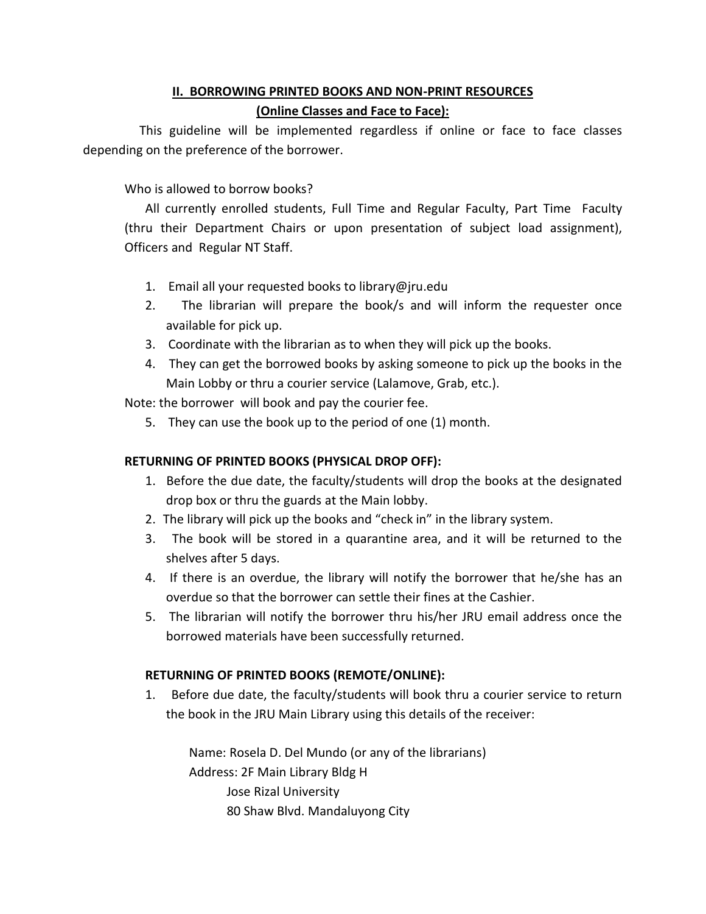## II. BORROWING PRINTED BOOKS AND NON-PRINT RESOURCES

### (Online Classes and Face to Face):

This guideline will be implemented regardless if online or face to face classes depending on the preference of the borrower.

Who is allowed to borrow books?

All currently enrolled students, Full Time and Regular Faculty, Part Time Faculty (thru their Department Chairs or upon presentation of subject load assignment), Officers and Regular NT Staff.

1. Email all your requested books to library@jru.edu
2. The librarian will prepare the book/s and will inform the requester once available for pick up.
3. Coordinate with the librarian as to when they will pick up the books.
4. They can get the borrowed books by asking someone to pick up the books in the Main Lobby or thru a courier service (Lalamove, Grab, etc.).

Note: the borrower will book and pay the courier fee.

5. They can use the book up to the period of one (1) month.

**RETURNING OF PRINTED BOOKS (PHYSICAL DROP OFF):**

1. Before the due date, the faculty/students will drop the books at the designated drop box or thru the guards at the Main lobby.
2. The library will pick up the books and "check in" in the library system.
3. The book will be stored in a quarantine area, and it will be returned to the shelves after 5 days.
4. If there is an overdue, the library will notify the borrower that he/she has an overdue so that the borrower can settle their fines at the Cashier.
5. The librarian will notify the borrower thru his/her JRU email address once the borrowed materials have been successfully returned.

**RETURNING OF PRINTED BOOKS (REMOTE/ONLINE):**

1. Before due date, the faculty/students will book thru a courier service to return the book in the JRU Main Library using this details of the receiver:

   Name: Rosela D. Del Mundo (or any of the librarians)
   Address: 2F Main Library Bldg H
   Jose Rizal University
   80 Shaw Blvd. Mandaluyong City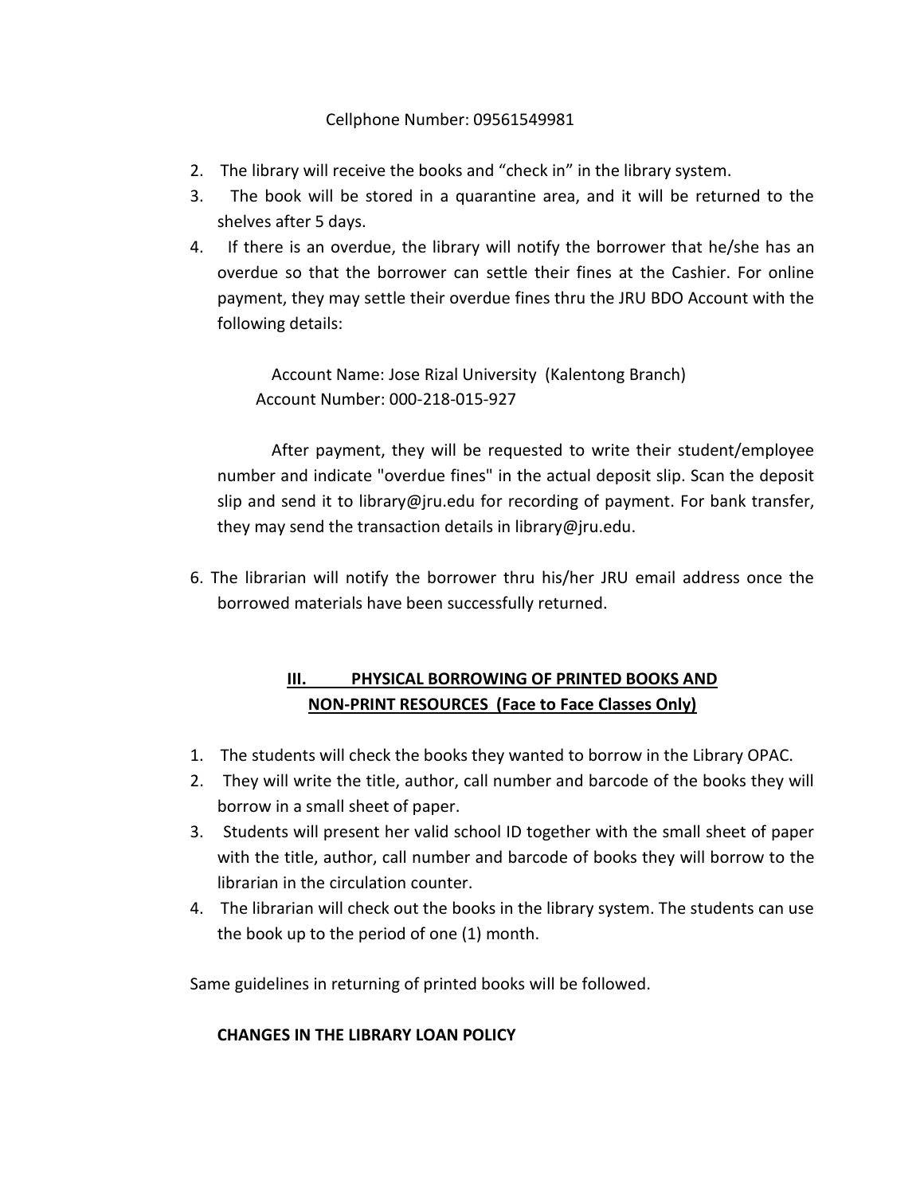Cellphone Number: 09561549981

2. The library will receive the books and "check in" in the library system.
3. The book will be stored in a quarantine area, and it will be returned to the shelves after 5 days.
4. If there is an overdue, the library will notify the borrower that he/she has an overdue so that the borrower can settle their fines at the Cashier. For online payment, they may settle their overdue fines thru the JRU BDO Account with the following details:

   Account Name: Jose Rizal University (Kalentong Branch)
   Account Number: 000-218-015-927

   After payment, they will be requested to write their student/employee number and indicate "overdue fines" in the actual deposit slip. Scan the deposit slip and send it to library@jru.edu for recording of payment. For bank transfer, they may send the transaction details in library@jru.edu.

6. The librarian will notify the borrower thru his/her JRU email address once the borrowed materials have been successfully returned.

## III. PHYSICAL BORROWING OF PRINTED BOOKS AND NON-PRINT RESOURCES (Face to Face Classes Only)

1. The students will check the books they wanted to borrow in the Library OPAC.
2. They will write the title, author, call number and barcode of the books they will borrow in a small sheet of paper.
3. Students will present her valid school ID together with the small sheet of paper with the title, author, call number and barcode of books they will borrow to the librarian in the circulation counter.
4. The librarian will check out the books in the library system. The students can use the book up to the period of one (1) month.

Same guidelines in returning of printed books will be followed.

**CHANGES IN THE LIBRARY LOAN POLICY**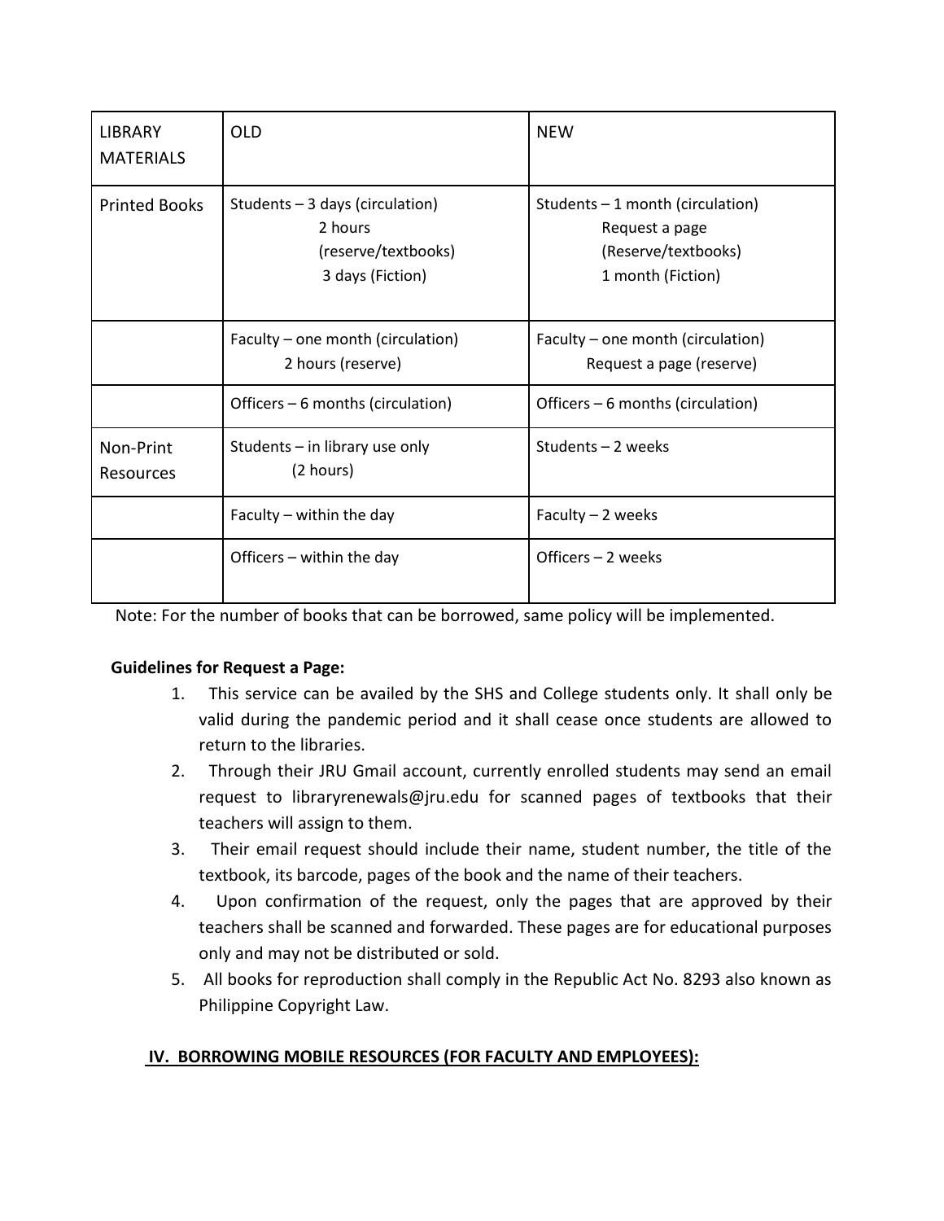| LIBRARY MATERIALS | OLD | NEW |
|---|---|---|
| Printed Books | Students – 3 days (circulation)<br>2 hours<br>(reserve/textbooks)<br>3 days (Fiction) | Students – 1 month (circulation)<br>Request a page<br>(Reserve/textbooks)<br>1 month (Fiction) |
| | Faculty – one month (circulation)<br>2 hours (reserve) | Faculty – one month (circulation)<br>Request a page (reserve) |
| | Officers – 6 months (circulation) | Officers – 6 months (circulation) |
| Non-Print Resources | Students – in library use only<br>(2 hours) | Students – 2 weeks |
| | Faculty – within the day | Faculty – 2 weeks |
| | Officers – within the day | Officers – 2 weeks |

Note: For the number of books that can be borrowed, same policy will be implemented.

**Guidelines for Request a Page:**

1. This service can be availed by the SHS and College students only. It shall only be valid during the pandemic period and it shall cease once students are allowed to return to the libraries.
2. Through their JRU Gmail account, currently enrolled students may send an email request to libraryrenewals@jru.edu for scanned pages of textbooks that their teachers will assign to them.
3. Their email request should include their name, student number, the title of the textbook, its barcode, pages of the book and the name of their teachers.
4. Upon confirmation of the request, only the pages that are approved by their teachers shall be scanned and forwarded. These pages are for educational purposes only and may not be distributed or sold.
5. All books for reproduction shall comply in the Republic Act No. 8293 also known as Philippine Copyright Law.

## IV. BORROWING MOBILE RESOURCES (FOR FACULTY AND EMPLOYEES):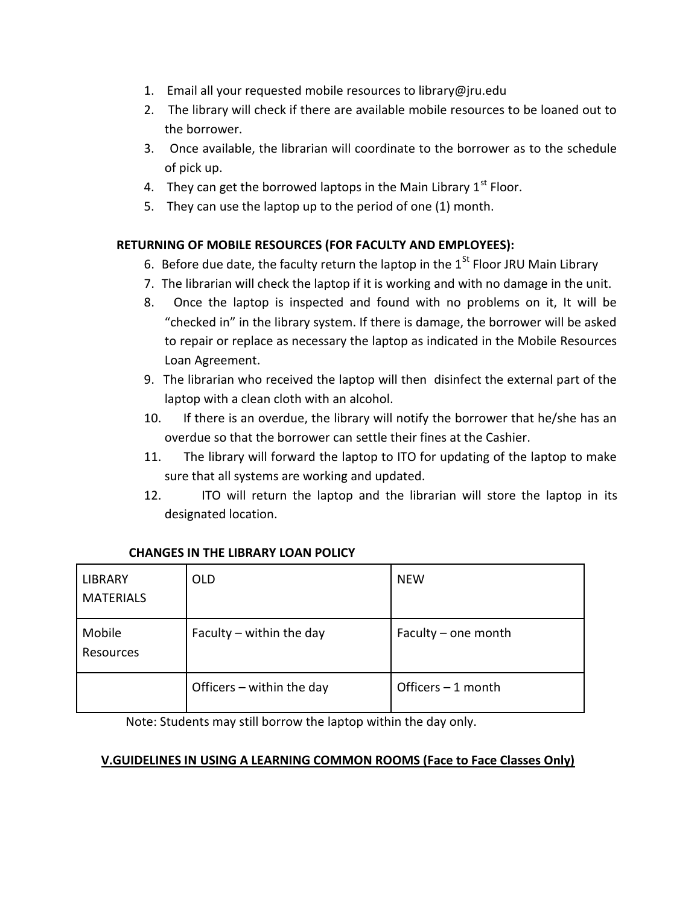1. Email all your requested mobile resources to library@jru.edu
2. The library will check if there are available mobile resources to be loaned out to the borrower.
3. Once available, the librarian will coordinate to the borrower as to the schedule of pick up.
4. They can get the borrowed laptops in the Main Library 1st Floor.
5. They can use the laptop up to the period of one (1) month.

**RETURNING OF MOBILE RESOURCES (FOR FACULTY AND EMPLOYEES):**

6. Before due date, the faculty return the laptop in the 1St Floor JRU Main Library
7. The librarian will check the laptop if it is working and with no damage in the unit.
8. Once the laptop is inspected and found with no problems on it, It will be "checked in" in the library system. If there is damage, the borrower will be asked to repair or replace as necessary the laptop as indicated in the Mobile Resources Loan Agreement.
9. The librarian who received the laptop will then disinfect the external part of the laptop with a clean cloth with an alcohol.
10. If there is an overdue, the library will notify the borrower that he/she has an overdue so that the borrower can settle their fines at the Cashier.
11. The library will forward the laptop to ITO for updating of the laptop to make sure that all systems are working and updated.
12. ITO will return the laptop and the librarian will store the laptop in its designated location.

**CHANGES IN THE LIBRARY LOAN POLICY**

| LIBRARY MATERIALS | OLD | NEW |
|---|---|---|
| Mobile Resources | Faculty – within the day | Faculty – one month |
| | Officers – within the day | Officers – 1 month |

Note: Students may still borrow the laptop within the day only.

**V.GUIDELINES IN USING A LEARNING COMMON ROOMS (Face to Face Classes Only)**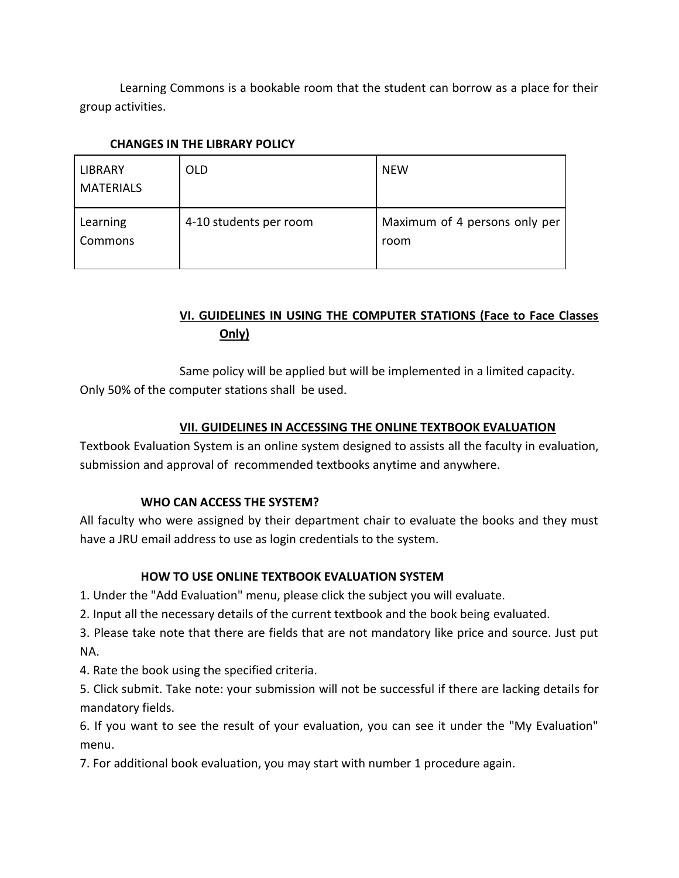Learning Commons is a bookable room that the student can borrow as a place for their group activities.

**CHANGES IN THE LIBRARY POLICY**

| LIBRARY MATERIALS | OLD | NEW |
|---|---|---|
| Learning Commons | 4-10 students per room | Maximum of 4 persons only per room |

## VI. GUIDELINES IN USING THE COMPUTER STATIONS (Face to Face Classes Only)

Same policy will be applied but will be implemented in a limited capacity. Only 50% of the computer stations shall be used.

## VII. GUIDELINES IN ACCESSING THE ONLINE TEXTBOOK EVALUATION

Textbook Evaluation System is an online system designed to assists all the faculty in evaluation, submission and approval of recommended textbooks anytime and anywhere.

**WHO CAN ACCESS THE SYSTEM?**

All faculty who were assigned by their department chair to evaluate the books and they must have a JRU email address to use as login credentials to the system.

**HOW TO USE ONLINE TEXTBOOK EVALUATION SYSTEM**

1. Under the "Add Evaluation" menu, please click the subject you will evaluate.
2. Input all the necessary details of the current textbook and the book being evaluated.
3. Please take note that there are fields that are not mandatory like price and source. Just put NA.
4. Rate the book using the specified criteria.
5. Click submit. Take note: your submission will not be successful if there are lacking details for mandatory fields.
6. If you want to see the result of your evaluation, you can see it under the "My Evaluation" menu.
7. For additional book evaluation, you may start with number 1 procedure again.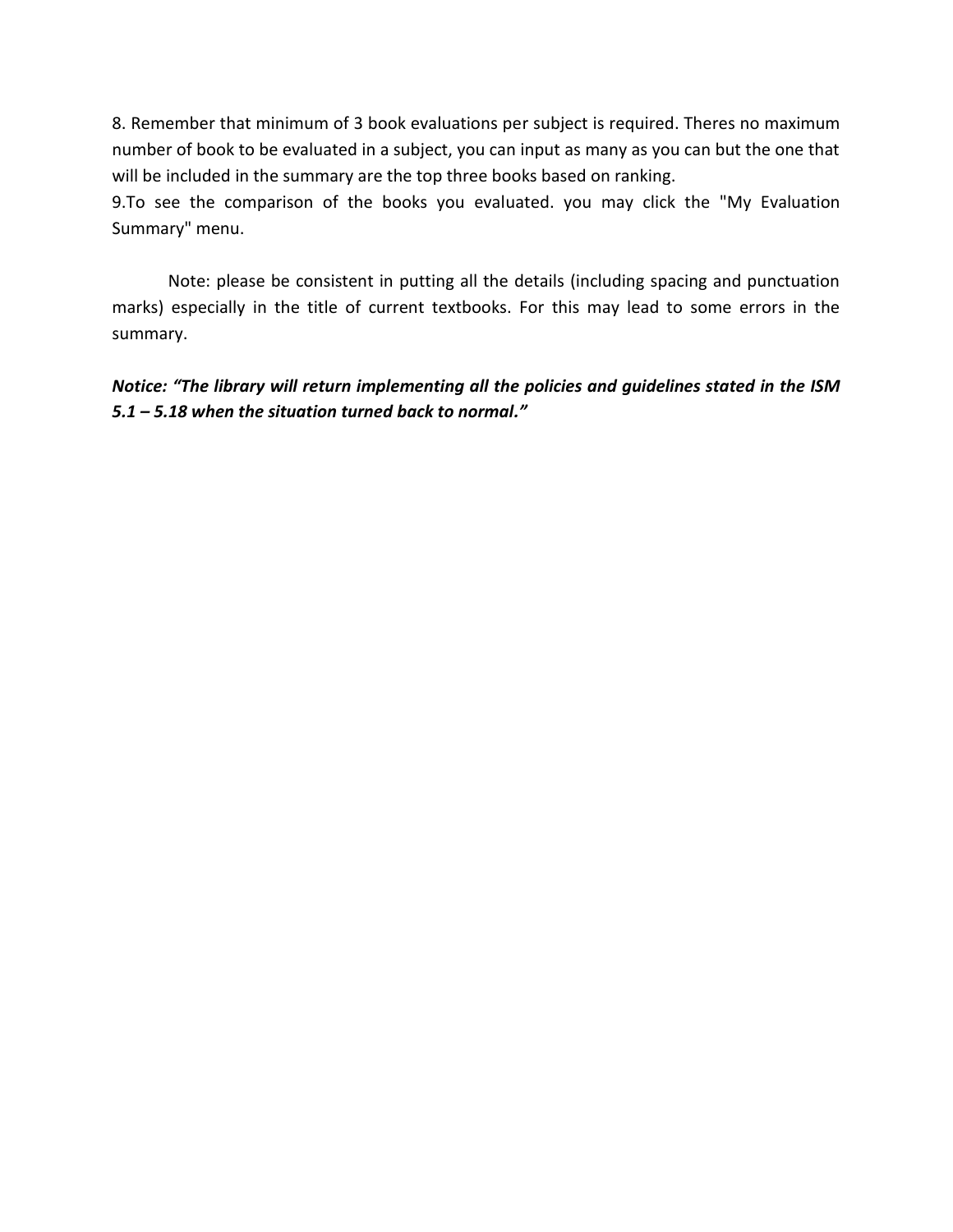8. Remember that minimum of 3 book evaluations per subject is required. Theres no maximum number of book to be evaluated in a subject, you can input as many as you can but the one that will be included in the summary are the top three books based on ranking.

9.To see the comparison of the books you evaluated. you may click the "My Evaluation Summary" menu.

Note: please be consistent in putting all the details (including spacing and punctuation marks) especially in the title of current textbooks. For this may lead to some errors in the summary.

***Notice: "The library will return implementing all the policies and guidelines stated in the ISM 5.1 – 5.18 when the situation turned back to normal."***